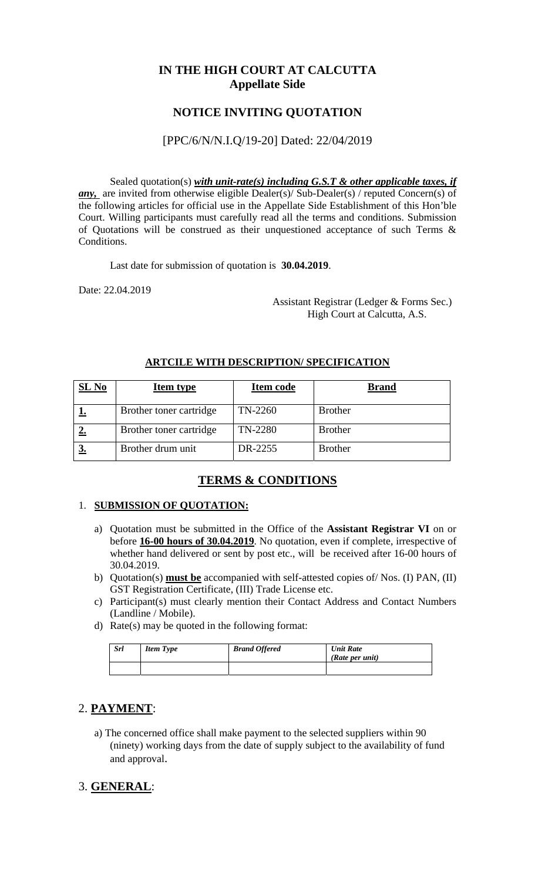## IN THE HIGH COURT AT CALCUTTA
## Appellate Side

## NOTICE INVITING QUOTATION

[PPC/6/N/N.I.Q/19-20] Dated: 22/04/2019

Sealed quotation(s) ***with unit-rate(s) including G.S.T & other applicable taxes, if any,*** are invited from otherwise eligible Dealer(s)/ Sub-Dealer(s) / reputed Concern(s) of the following articles for official use in the Appellate Side Establishment of this Hon'ble Court. Willing participants must carefully read all the terms and conditions. Submission of Quotations will be construed as their unquestioned acceptance of such Terms & Conditions.

Last date for submission of quotation is **30.04.2019**.

Date: 22.04.2019

Assistant Registrar (Ledger & Forms Sec.)
High Court at Calcutta, A.S.

**ARTCILE WITH DESCRIPTION/ SPECIFICATION**

| SL No | Item type | Item code | Brand |
|---|---|---|---|
| 1. | Brother toner cartridge | TN-2260 | Brother |
| 2. | Brother toner cartridge | TN-2280 | Brother |
| 3. | Brother drum unit | DR-2255 | Brother |

## TERMS & CONDITIONS

1. **SUBMISSION OF QUOTATION:**

   a) Quotation must be submitted in the Office of the **Assistant Registrar VI** on or before **16-00 hours of 30.04.2019**. No quotation, even if complete, irrespective of whether hand delivered or sent by post etc., will be received after 16-00 hours of 30.04.2019.

   b) Quotation(s) **must be** accompanied with self-attested copies of/ Nos. (I) PAN, (II) GST Registration Certificate, (III) Trade License etc.

   c) Participant(s) must clearly mention their Contact Address and Contact Numbers (Landline / Mobile).

   d) Rate(s) may be quoted in the following format:

| *Srl* | *Item Type* | *Brand Offered* | *Unit Rate (Rate per unit)* |
|---|---|---|---|
| | | | |

## 2. PAYMENT:

a) The concerned office shall make payment to the selected suppliers within 90 (ninety) working days from the date of supply subject to the availability of fund and approval.

## 3. GENERAL: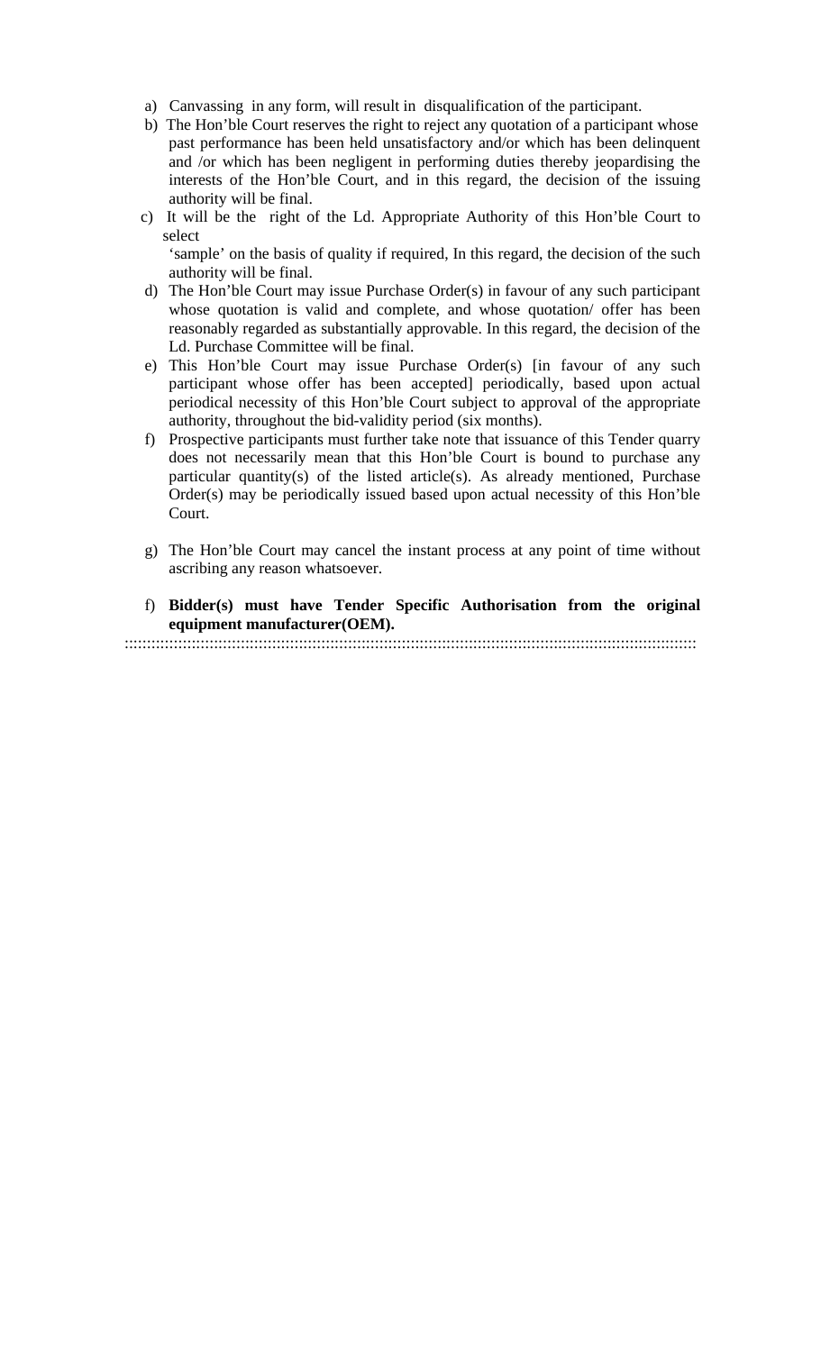a) Canvassing in any form, will result in disqualification of the participant.

b) The Hon'ble Court reserves the right to reject any quotation of a participant whose past performance has been held unsatisfactory and/or which has been delinquent and /or which has been negligent in performing duties thereby jeopardising the interests of the Hon'ble Court, and in this regard, the decision of the issuing authority will be final.

c) It will be the right of the Ld. Appropriate Authority of this Hon'ble Court to select 'sample' on the basis of quality if required, In this regard, the decision of the such authority will be final.

d) The Hon'ble Court may issue Purchase Order(s) in favour of any such participant whose quotation is valid and complete, and whose quotation/ offer has been reasonably regarded as substantially approvable. In this regard, the decision of the Ld. Purchase Committee will be final.

e) This Hon'ble Court may issue Purchase Order(s) [in favour of any such participant whose offer has been accepted] periodically, based upon actual periodical necessity of this Hon'ble Court subject to approval of the appropriate authority, throughout the bid-validity period (six months).

f) Prospective participants must further take note that issuance of this Tender quarry does not necessarily mean that this Hon'ble Court is bound to purchase any particular quantity(s) of the listed article(s). As already mentioned, Purchase Order(s) may be periodically issued based upon actual necessity of this Hon'ble Court.

g) The Hon'ble Court may cancel the instant process at any point of time without ascribing any reason whatsoever.

f) **Bidder(s) must have Tender Specific Authorisation from the original equipment manufacturer(OEM).**

::::::::::::::::::::::::::::::::::::::::::::::::::::::::::::::::::::::::::::::::::::::::::::::::::::::::::::::::::::::::::::::::::::::::::::